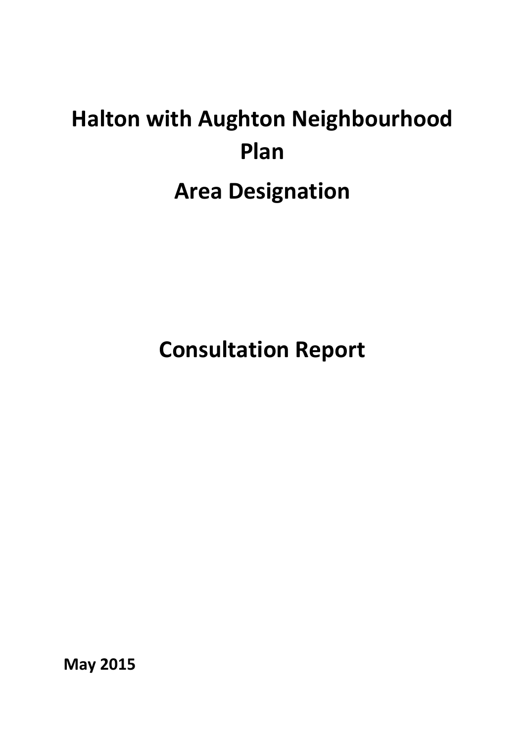# Halton with Aughton Neighbourhood Plan

# Area Designation

# Consultation Report

**May 2015**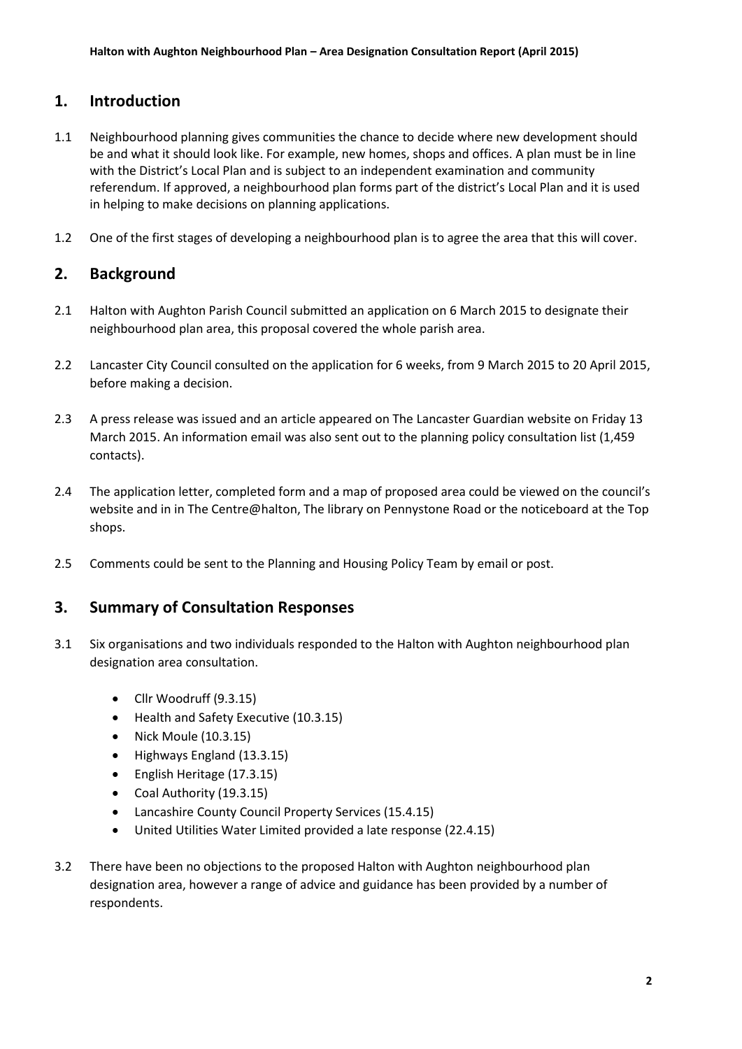## 1. Introduction

1.1 Neighbourhood planning gives communities the chance to decide where new development should be and what it should look like. For example, new homes, shops and offices. A plan must be in line with the District's Local Plan and is subject to an independent examination and community referendum. If approved, a neighbourhood plan forms part of the district's Local Plan and it is used in helping to make decisions on planning applications.

1.2 One of the first stages of developing a neighbourhood plan is to agree the area that this will cover.

## 2. Background

2.1 Halton with Aughton Parish Council submitted an application on 6 March 2015 to designate their neighbourhood plan area, this proposal covered the whole parish area.

2.2 Lancaster City Council consulted on the application for 6 weeks, from 9 March 2015 to 20 April 2015, before making a decision.

2.3 A press release was issued and an article appeared on The Lancaster Guardian website on Friday 13 March 2015. An information email was also sent out to the planning policy consultation list (1,459 contacts).

2.4 The application letter, completed form and a map of proposed area could be viewed on the council's website and in in The Centre@halton, The library on Pennystone Road or the noticeboard at the Top shops.

2.5 Comments could be sent to the Planning and Housing Policy Team by email or post.

## 3. Summary of Consultation Responses

3.1 Six organisations and two individuals responded to the Halton with Aughton neighbourhood plan designation area consultation.

- Cllr Woodruff (9.3.15)
- Health and Safety Executive (10.3.15)
- Nick Moule (10.3.15)
- Highways England (13.3.15)
- English Heritage (17.3.15)
- Coal Authority (19.3.15)
- Lancashire County Council Property Services (15.4.15)
- United Utilities Water Limited provided a late response (22.4.15)

3.2 There have been no objections to the proposed Halton with Aughton neighbourhood plan designation area, however a range of advice and guidance has been provided by a number of respondents.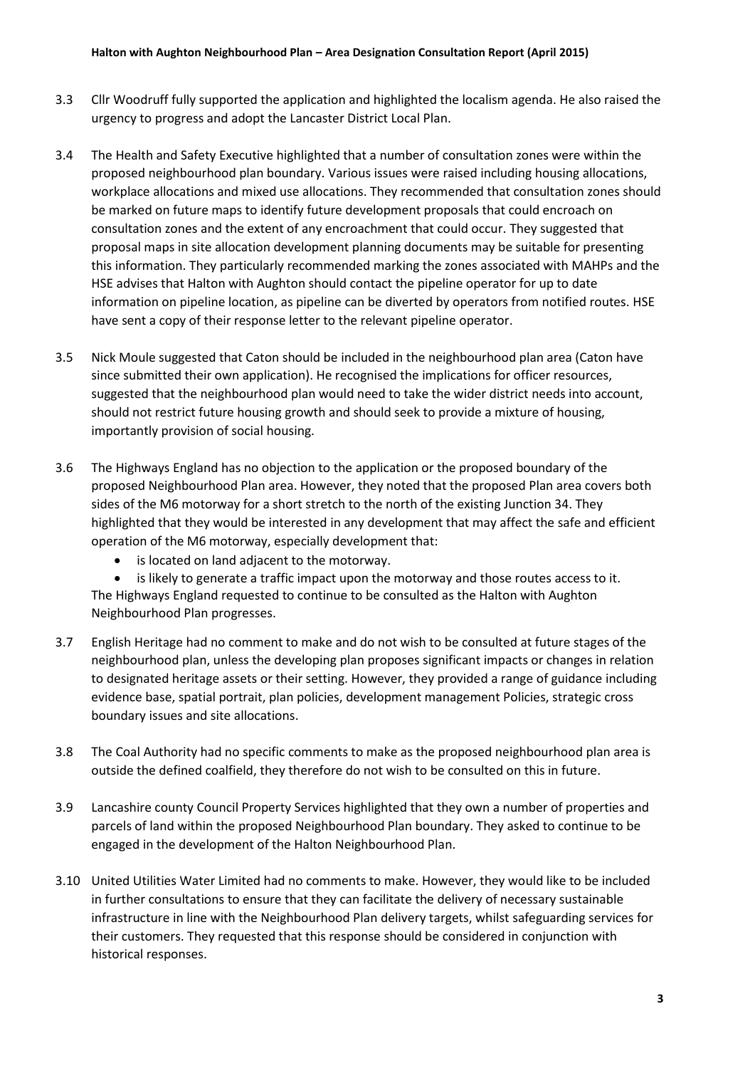3.3 Cllr Woodruff fully supported the application and highlighted the localism agenda. He also raised the urgency to progress and adopt the Lancaster District Local Plan.

3.4 The Health and Safety Executive highlighted that a number of consultation zones were within the proposed neighbourhood plan boundary. Various issues were raised including housing allocations, workplace allocations and mixed use allocations. They recommended that consultation zones should be marked on future maps to identify future development proposals that could encroach on consultation zones and the extent of any encroachment that could occur. They suggested that proposal maps in site allocation development planning documents may be suitable for presenting this information. They particularly recommended marking the zones associated with MAHPs and the HSE advises that Halton with Aughton should contact the pipeline operator for up to date information on pipeline location, as pipeline can be diverted by operators from notified routes. HSE have sent a copy of their response letter to the relevant pipeline operator.

3.5 Nick Moule suggested that Caton should be included in the neighbourhood plan area (Caton have since submitted their own application). He recognised the implications for officer resources, suggested that the neighbourhood plan would need to take the wider district needs into account, should not restrict future housing growth and should seek to provide a mixture of housing, importantly provision of social housing.

3.6 The Highways England has no objection to the application or the proposed boundary of the proposed Neighbourhood Plan area. However, they noted that the proposed Plan area covers both sides of the M6 motorway for a short stretch to the north of the existing Junction 34. They highlighted that they would be interested in any development that may affect the safe and efficient operation of the M6 motorway, especially development that:

- is located on land adjacent to the motorway.
- is likely to generate a traffic impact upon the motorway and those routes access to it.

The Highways England requested to continue to be consulted as the Halton with Aughton Neighbourhood Plan progresses.

3.7 English Heritage had no comment to make and do not wish to be consulted at future stages of the neighbourhood plan, unless the developing plan proposes significant impacts or changes in relation to designated heritage assets or their setting. However, they provided a range of guidance including evidence base, spatial portrait, plan policies, development management Policies, strategic cross boundary issues and site allocations.

3.8 The Coal Authority had no specific comments to make as the proposed neighbourhood plan area is outside the defined coalfield, they therefore do not wish to be consulted on this in future.

3.9 Lancashire county Council Property Services highlighted that they own a number of properties and parcels of land within the proposed Neighbourhood Plan boundary. They asked to continue to be engaged in the development of the Halton Neighbourhood Plan.

3.10 United Utilities Water Limited had no comments to make. However, they would like to be included in further consultations to ensure that they can facilitate the delivery of necessary sustainable infrastructure in line with the Neighbourhood Plan delivery targets, whilst safeguarding services for their customers. They requested that this response should be considered in conjunction with historical responses.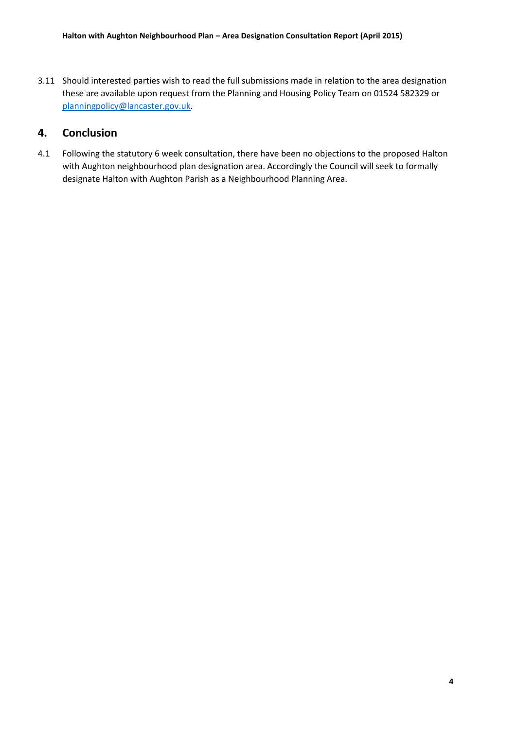3.11 Should interested parties wish to read the full submissions made in relation to the area designation these are available upon request from the Planning and Housing Policy Team on 01524 582329 or planningpolicy@lancaster.gov.uk.

## 4. Conclusion

4.1 Following the statutory 6 week consultation, there have been no objections to the proposed Halton with Aughton neighbourhood plan designation area. Accordingly the Council will seek to formally designate Halton with Aughton Parish as a Neighbourhood Planning Area.